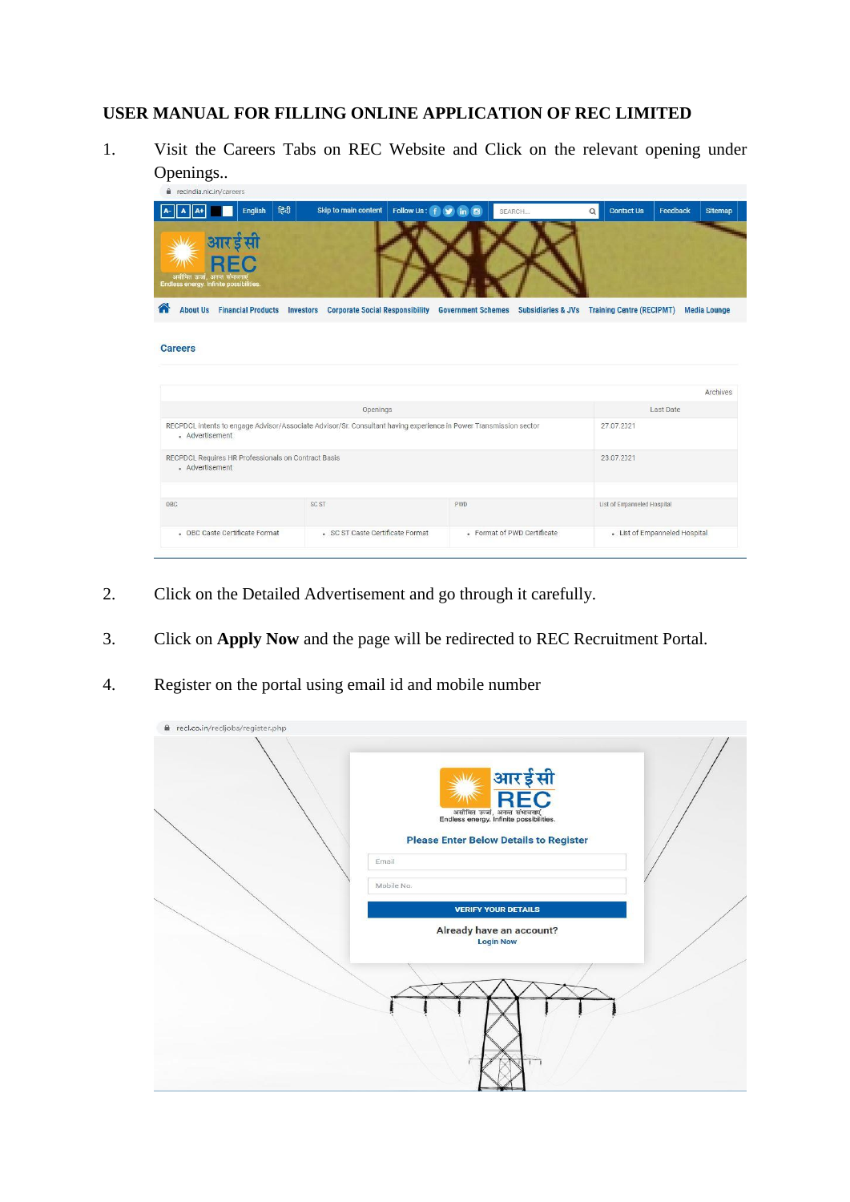**USER MANUAL FOR FILLING ONLINE APPLICATION OF REC LIMITED**

1. Visit the Careers Tabs on REC Website and Click on the relevant opening under Openings..

2. Click on the Detailed Advertisement and go through it carefully.

3. Click on **Apply Now** and the page will be redirected to REC Recruitment Portal.

4. Register on the portal using email id and mobile number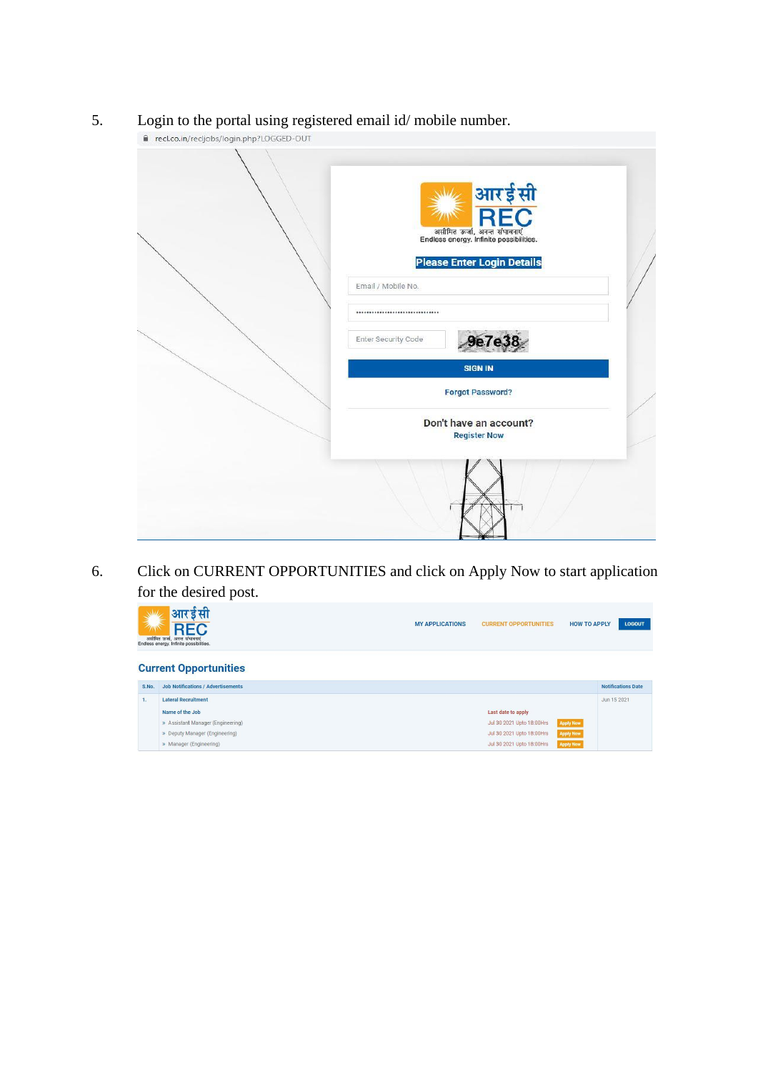5. Login to the portal using registered email id/ mobile number.

6. Click on CURRENT OPPORTUNITIES and click on Apply Now to start application for the desired post.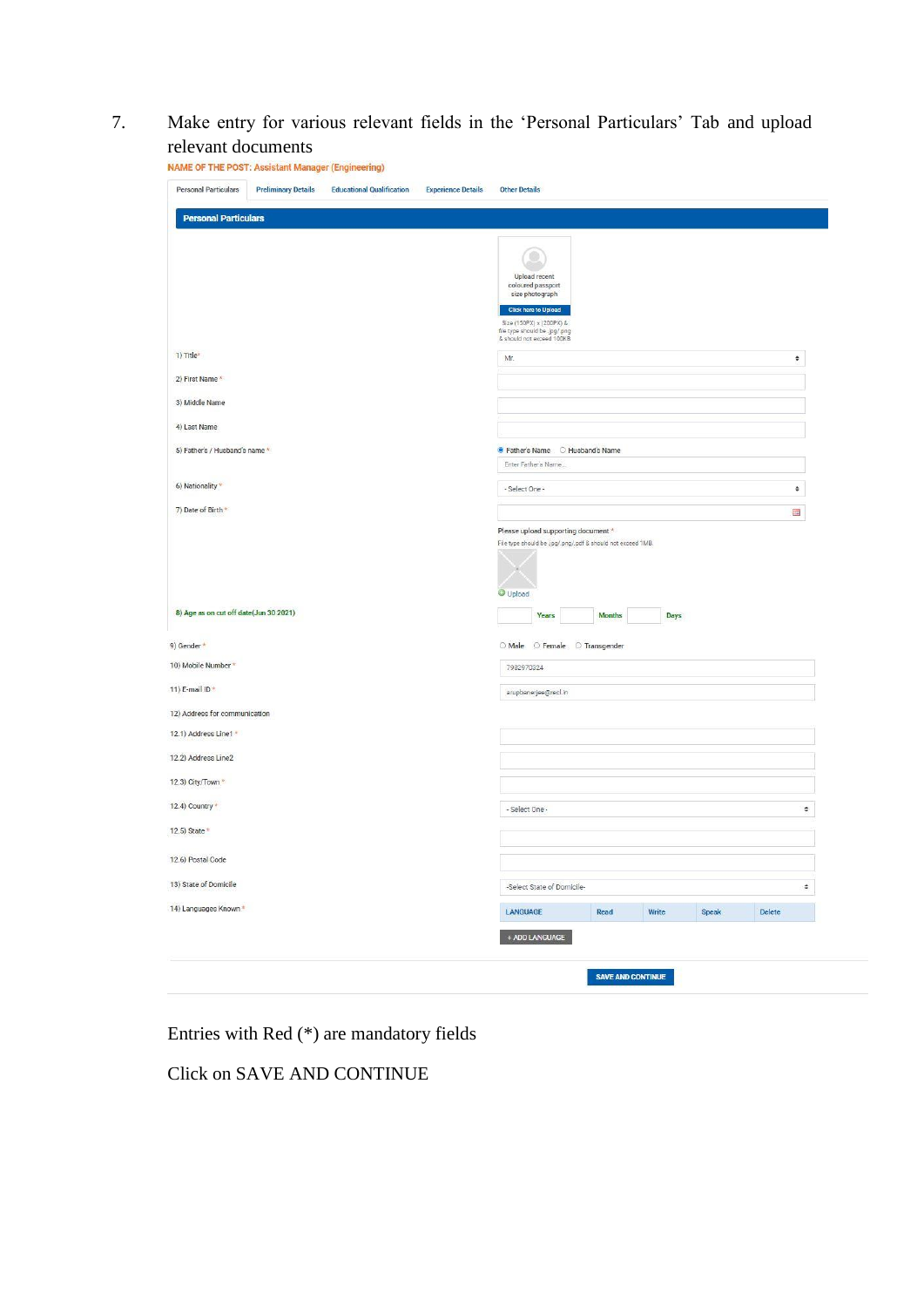7. Make entry for various relevant fields in the 'Personal Particulars' Tab and upload relevant documents

NAME OF THE POST: Assistant Manager (Engineering)

Personal Particulars | Preliminary Details | Educational Qualification | Experience Details | Other Details

**Personal Particulars**

Upload recent coloured passport size photograph

Click here to Upload

Size (150PX) x (200PX) & file type should be .jpg/.png & should not exceed 100KB

| Field | Entry |
|---|---|
| 1) Title* | Mr. |
| 2) First Name * | |
| 3) Middle Name | |
| 4) Last Name | |
| 5) Father's / Husband's name * | Father's Name / Husband's Name — Enter Father's Name... |
| 6) Nationality * | - Select One - |
| 7) Date of Birth * | Please upload supporting document * File type should be .jpg/.png/.pdf & should not exceed 1MB. Upload |
| 8) Age as on cut off date(Jun 30 2021) | Years Months Days |
| 9) Gender * | Male / Female / Transgender |
| 10) Mobile Number * | 7982970324 |
| 11) E-mail ID * | arupbanerjee@recl.in |
| 12) Address for communication | |
| 12.1) Address Line1 * | |
| 12.2) Address Line2 | |
| 12.3) City/Town * | |
| 12.4) Country * | - Select One - |
| 12.5) State * | |
| 12.6) Postal Code | |
| 13) State of Domicile | -Select State of Domicile- |
| 14) Languages Known * | |

| LANGUAGE | Read | Write | Speak | Delete |
|---|---|---|---|---|

+ ADD LANGUAGE

SAVE AND CONTINUE

Entries with Red (*) are mandatory fields

Click on SAVE AND CONTINUE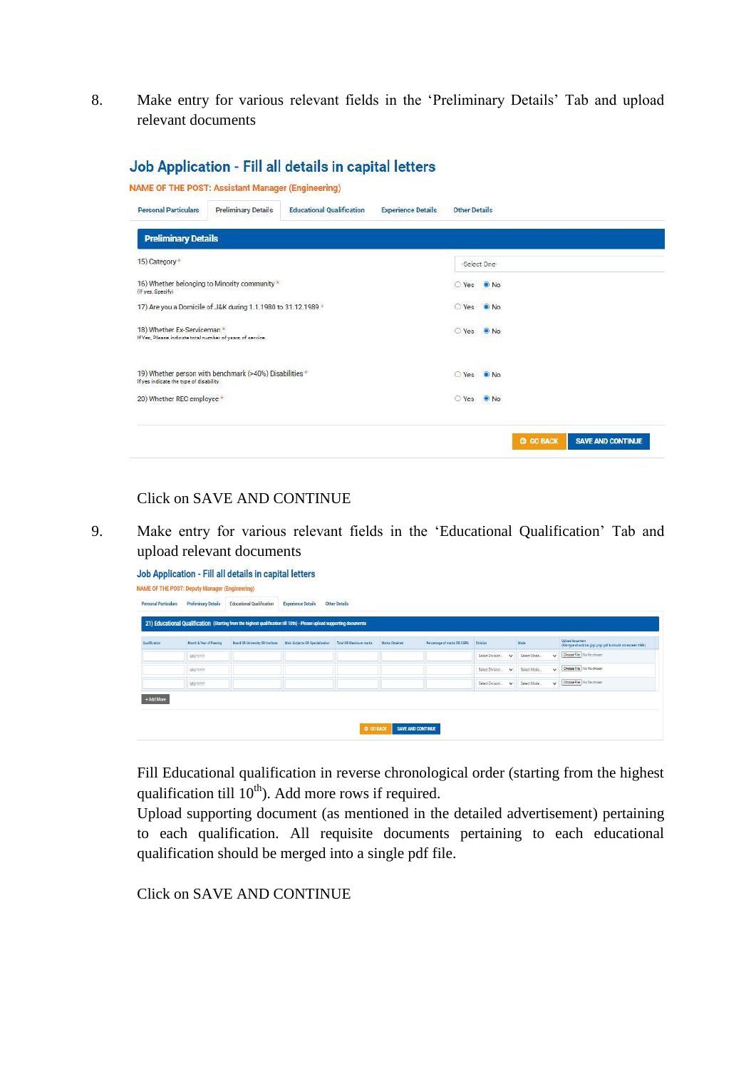8. Make entry for various relevant fields in the 'Preliminary Details' Tab and upload relevant documents

**Job Application - Fill all details in capital letters**

NAME OF THE POST: Assistant Manager (Engineering)

Personal Particulars | Preliminary Details | Educational Qualification | Experience Details | Other Details

**Preliminary Details**

| | |
|---|---|
| 15) Category * | -Select One- |
| 16) Whether belonging to Minority community * (If yes, Specify) | ○ Yes ◉ No |
| 17) Are you a Domicile of J&K during 1.1.1980 to 31.12.1989 * | ○ Yes ◉ No |
| 18) Whether Ex-Serviceman * If Yes, Please indicate total number of years of service. | ○ Yes ◉ No |
| 19) Whether person with benchmark (>40%) Disabilities * If yes indicate the type of disability | ○ Yes ◉ No |
| 20) Whether REC employee * | ○ Yes ◉ No |

GO BACK | SAVE AND CONTINUE

Click on SAVE AND CONTINUE

9. Make entry for various relevant fields in the 'Educational Qualification' Tab and upload relevant documents

**Job Application - Fill all details in capital letters**

NAME OF THE POST: Deputy Manager (Engineering)

Personal Particulars | Preliminary Details | Educational Qualification | Experience Details | Other Details

**21) Educational Qualification** (Starting from the highest qualification till 10th) - Please upload supporting documents

| Qualification | Month & Year of Passing | Board OR University OR Institute | Main Subjects OR Specialization | Total OR Maximum marks | Marks Obtained | Percentage of marks OR CGPA | Division | Mode | Upload document (File type should be jpg/png/pdf & should not exceed 1MB) |
|---|---|---|---|---|---|---|---|---|---|
| | MM/YYYY | | | | | | Select Division | Select Mode | Choose File No file chosen |
| | MM/YYYY | | | | | | Select Division | Select Mode | Choose File No file chosen |
| | MM/YYYY | | | | | | Select Division | Select Mode | Choose File No file chosen |

+ Add More

GO BACK | SAVE AND CONTINUE

Fill Educational qualification in reverse chronological order (starting from the highest qualification till 10th). Add more rows if required.

Upload supporting document (as mentioned in the detailed advertisement) pertaining to each qualification. All requisite documents pertaining to each educational qualification should be merged into a single pdf file.

Click on SAVE AND CONTINUE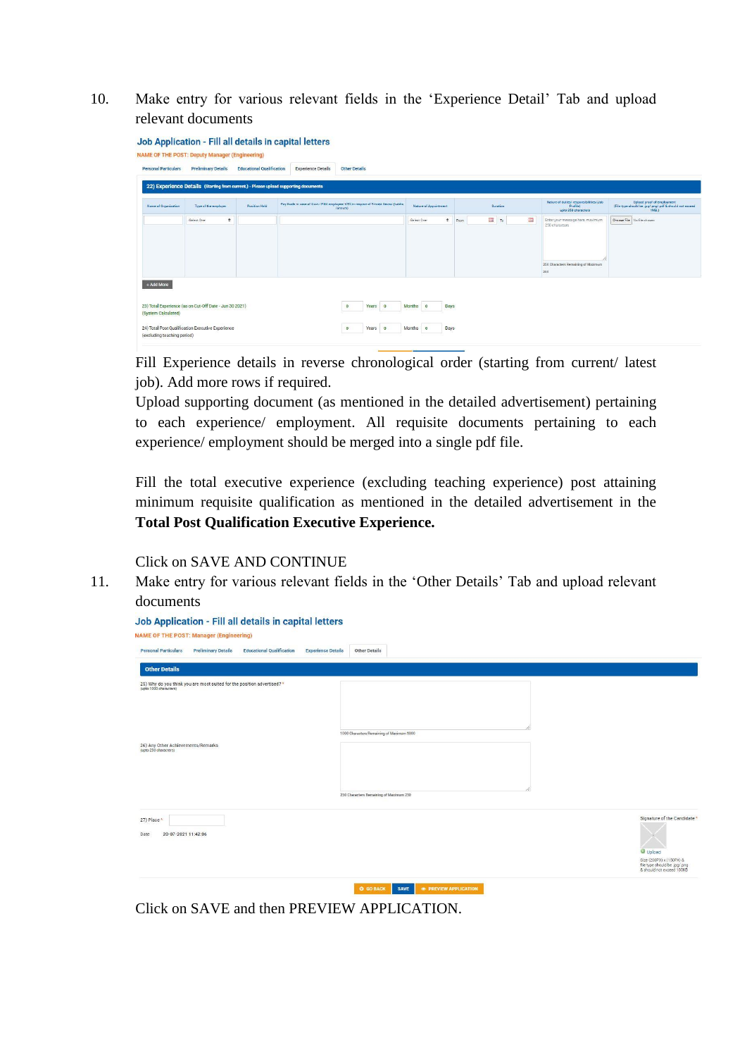10. Make entry for various relevant fields in the 'Experience Detail' Tab and upload relevant documents

Fill Experience details in reverse chronological order (starting from current/ latest job). Add more rows if required.

Upload supporting document (as mentioned in the detailed advertisement) pertaining to each experience/ employment. All requisite documents pertaining to each experience/ employment should be merged into a single pdf file.

Fill the total executive experience (excluding teaching experience) post attaining minimum requisite qualification as mentioned in the detailed advertisement in the **Total Post Qualification Executive Experience.**

Click on SAVE AND CONTINUE

11. Make entry for various relevant fields in the 'Other Details' Tab and upload relevant documents

Click on SAVE and then PREVIEW APPLICATION.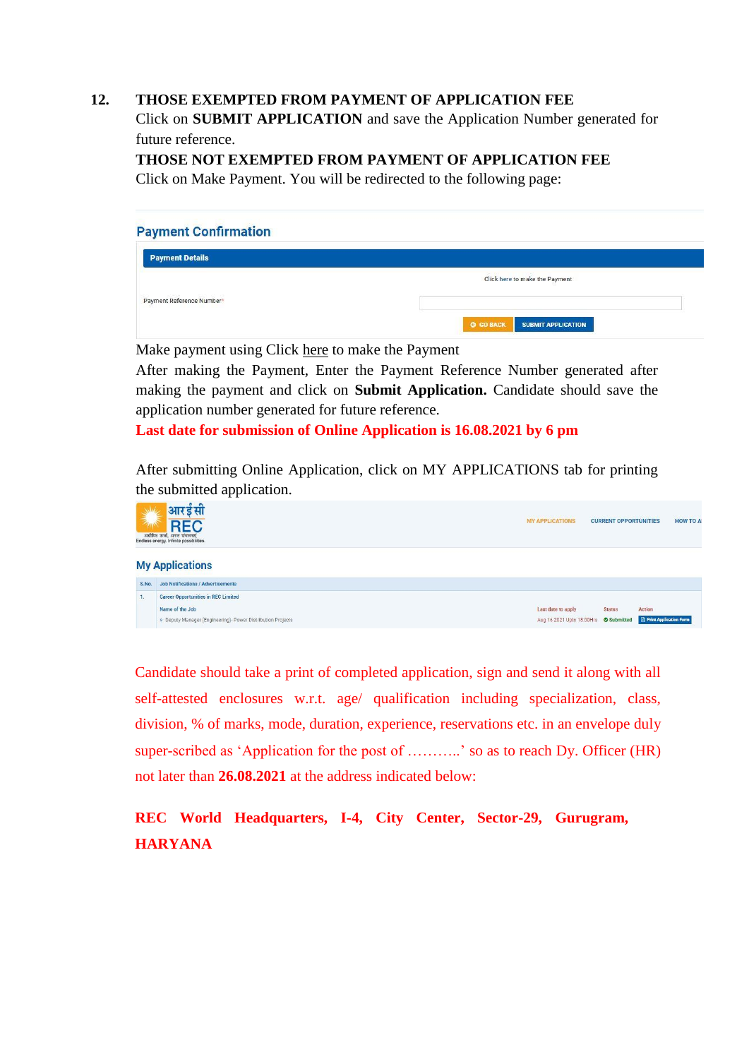**12. THOSE EXEMPTED FROM PAYMENT OF APPLICATION FEE**

Click on **SUBMIT APPLICATION** and save the Application Number generated for future reference.

**THOSE NOT EXEMPTED FROM PAYMENT OF APPLICATION FEE**

Click on Make Payment. You will be redirected to the following page:

Payment Confirmation

Payment Details

Click here to make the Payment

Payment Reference Number*

GO BACK SUBMIT APPLICATION

Make payment using Click here to make the Payment

After making the Payment, Enter the Payment Reference Number generated after making the payment and click on **Submit Application.** Candidate should save the application number generated for future reference.

**Last date for submission of Online Application is 16.08.2021 by 6 pm**

After submitting Online Application, click on MY APPLICATIONS tab for printing the submitted application.

आरईसी REC

MY APPLICATIONS CURRENT OPPORTUNITIES HOW TO A

My Applications

| S.No. | Job Notifications / Advertisements | | | |
|---|---|---|---|---|
| 1. | Career Opportunities in REC Limited | | | |
| | Name of the Job | Last date to apply | Status | Action |
| | Deputy Manager (Engineering)- Power Distribution Projects | Aug 16 2021 Upto 18:00Hrs | Submitted | Print Application Form |

Candidate should take a print of completed application, sign and send it along with all self-attested enclosures w.r.t. age/ qualification including specialization, class, division, % of marks, mode, duration, experience, reservations etc. in an envelope duly super-scribed as 'Application for the post of ………..' so as to reach Dy. Officer (HR) not later than **26.08.2021** at the address indicated below:

**REC World Headquarters, I-4, City Center, Sector-29, Gurugram, HARYANA**